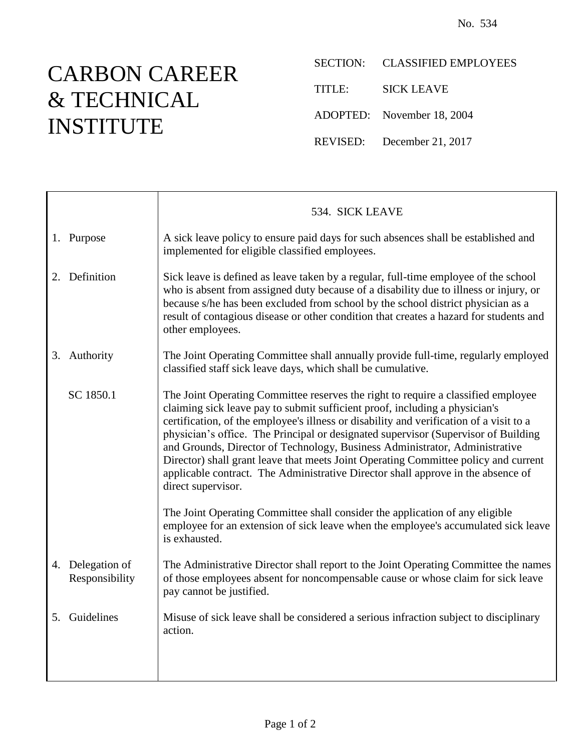No. 534

# CARBON CAREER & TECHNICAL INSTITUTE

SECTION: CLASSIFIED EMPLOYEES

TITLE: SICK LEAVE

ADOPTED: November 18, 2004

REVISED: December 21, 2017

## 534. SICK LEAVE

**1. Purpose**

A sick leave policy to ensure paid days for such absences shall be established and implemented for eligible classified employees.

**2. Definition**

Sick leave is defined as leave taken by a regular, full-time employee of the school who is absent from assigned duty because of a disability due to illness or injury, or because s/he has been excluded from school by the school district physician as a result of contagious disease or other condition that creates a hazard for students and other employees.

**3. Authority**

The Joint Operating Committee shall annually provide full-time, regularly employed classified staff sick leave days, which shall be cumulative.

SC 1850.1

The Joint Operating Committee reserves the right to require a classified employee claiming sick leave pay to submit sufficient proof, including a physician's certification, of the employee's illness or disability and verification of a visit to a physician's office. The Principal or designated supervisor (Supervisor of Building and Grounds, Director of Technology, Business Administrator, Administrative Director) shall grant leave that meets Joint Operating Committee policy and current applicable contract. The Administrative Director shall approve in the absence of direct supervisor.

The Joint Operating Committee shall consider the application of any eligible employee for an extension of sick leave when the employee's accumulated sick leave is exhausted.

**4. Delegation of Responsibility**

The Administrative Director shall report to the Joint Operating Committee the names of those employees absent for noncompensable cause or whose claim for sick leave pay cannot be justified.

**5. Guidelines**

Misuse of sick leave shall be considered a serious infraction subject to disciplinary action.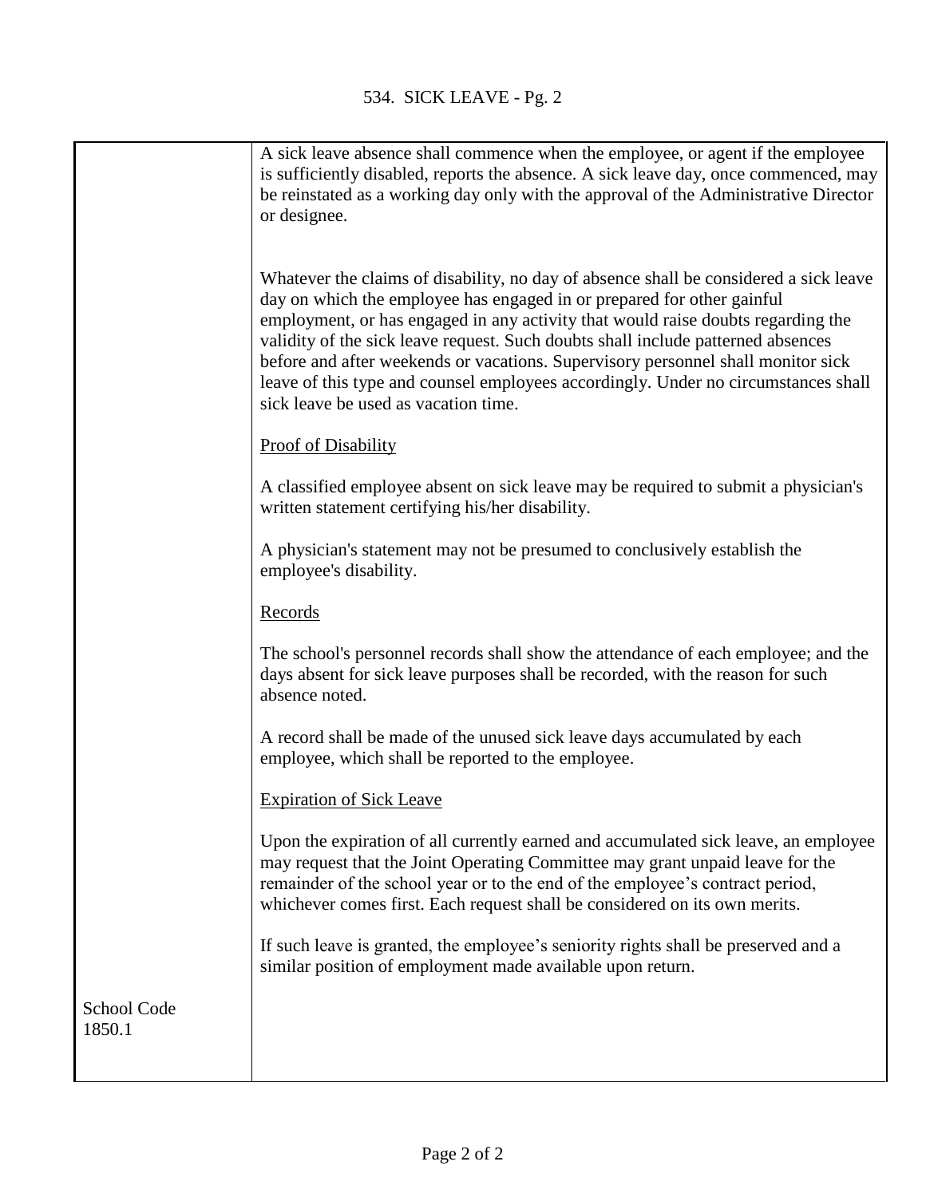A sick leave absence shall commence when the employee, or agent if the employee is sufficiently disabled, reports the absence. A sick leave day, once commenced, may be reinstated as a working day only with the approval of the Administrative Director or designee.

Whatever the claims of disability, no day of absence shall be considered a sick leave day on which the employee has engaged in or prepared for other gainful employment, or has engaged in any activity that would raise doubts regarding the validity of the sick leave request. Such doubts shall include patterned absences before and after weekends or vacations. Supervisory personnel shall monitor sick leave of this type and counsel employees accordingly. Under no circumstances shall sick leave be used as vacation time.

## Proof of Disability

A classified employee absent on sick leave may be required to submit a physician's written statement certifying his/her disability.

A physician's statement may not be presumed to conclusively establish the employee's disability.

## Records

The school's personnel records shall show the attendance of each employee; and the days absent for sick leave purposes shall be recorded, with the reason for such absence noted.

A record shall be made of the unused sick leave days accumulated by each employee, which shall be reported to the employee.

## Expiration of Sick Leave

Upon the expiration of all currently earned and accumulated sick leave, an employee may request that the Joint Operating Committee may grant unpaid leave for the remainder of the school year or to the end of the employee's contract period, whichever comes first. Each request shall be considered on its own merits.

If such leave is granted, the employee's seniority rights shall be preserved and a similar position of employment made available upon return.

School Code 1850.1